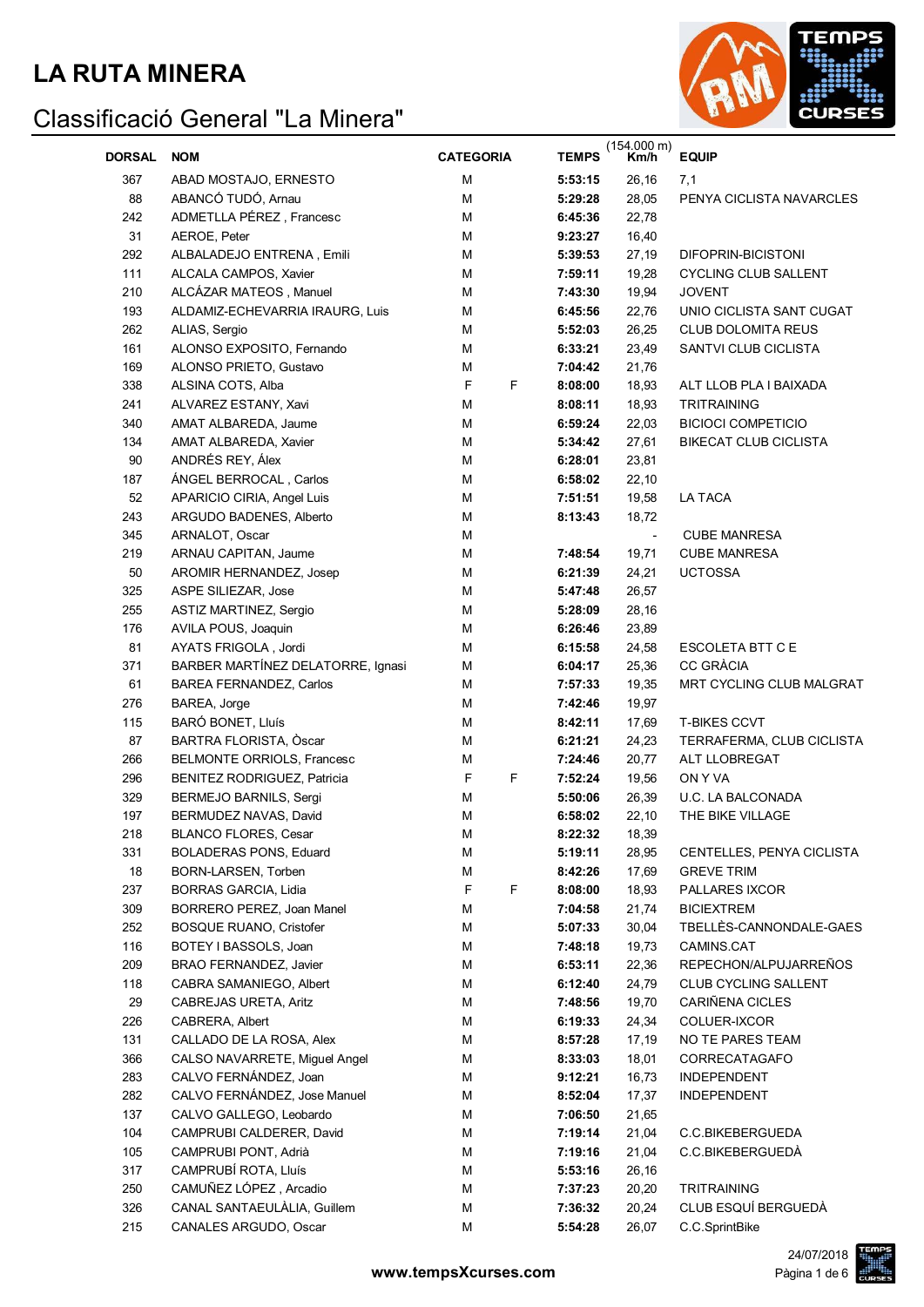# LA RUTA MINERA

## Classificació General "La Minera"

| DORSAL | NOM | CATEGORIA | | TEMPS | (154,000 m) Km/h | EQUIP |
|---|---|---|---|---|---|---|
| 367 | ABAD MOSTAJO, ERNESTO | M | | **5:53:15** | 26,16 | 7,1 |
| 88 | ABANCÓ TUDÓ, Arnau | M | | **5:29:28** | 28,05 | PENYA CICLISTA NAVARCLES |
| 242 | ADMETLLA PÉREZ , Francesc | M | | **6:45:36** | 22,78 | |
| 31 | AEROE, Peter | M | | **9:23:27** | 16,40 | |
| 292 | ALBALADEJO ENTRENA , Emili | M | | **5:39:53** | 27,19 | DIFOPRIN-BICISTONI |
| 111 | ALCALA CAMPOS, Xavier | M | | **7:59:11** | 19,28 | CYCLING CLUB SALLENT |
| 210 | ALCÁZAR MATEOS , Manuel | M | | **7:43:30** | 19,94 | JOVENT |
| 193 | ALDAMIZ-ECHEVARRIA IRAURG, Luis | M | | **6:45:56** | 22,76 | UNIO CICLISTA SANT CUGAT |
| 262 | ALIAS, Sergio | M | | **5:52:03** | 26,25 | CLUB DOLOMITA REUS |
| 161 | ALONSO EXPOSITO, Fernando | M | | **6:33:21** | 23,49 | SANTVI CLUB CICLISTA |
| 169 | ALONSO PRIETO, Gustavo | M | | **7:04:42** | 21,76 | |
| 338 | ALSINA COTS, Alba | F | F | **8:08:00** | 18,93 | ALT LLOB PLA I BAIXADA |
| 241 | ALVAREZ ESTANY, Xavi | M | | **8:08:11** | 18,93 | TRITRAINING |
| 340 | AMAT ALBAREDA, Jaume | M | | **6:59:24** | 22,03 | BICIOCI COMPETICIO |
| 134 | AMAT ALBAREDA, Xavier | M | | **5:34:42** | 27,61 | BIKECAT CLUB CICLISTA |
| 90 | ANDRÉS REY, Álex | M | | **6:28:01** | 23,81 | |
| 187 | ÁNGEL BERROCAL , Carlos | M | | **6:58:02** | 22,10 | |
| 52 | APARICIO CIRIA, Angel Luis | M | | **7:51:51** | 19,58 | LA TACA |
| 243 | ARGUDO BADENES, Alberto | M | | **8:13:43** | 18,72 | |
| 345 | ARNALOT, Oscar | M | | | - | CUBE MANRESA |
| 219 | ARNAU CAPITAN, Jaume | M | | **7:48:54** | 19,71 | CUBE MANRESA |
| 50 | AROMIR HERNANDEZ, Josep | M | | **6:21:39** | 24,21 | UCTOSSA |
| 325 | ASPE SILIEZAR, Jose | M | | **5:47:48** | 26,57 | |
| 255 | ASTIZ MARTINEZ, Sergio | M | | **5:28:09** | 28,16 | |
| 176 | AVILA POUS, Joaquin | M | | **6:26:46** | 23,89 | |
| 81 | AYATS FRIGOLA , Jordi | M | | **6:15:58** | 24,58 | ESCOLETA BTT C E |
| 371 | BARBER MARTÍNEZ DELATORRE, Ignasi | M | | **6:04:17** | 25,36 | CC GRÀCIA |
| 61 | BAREA FERNANDEZ, Carlos | M | | **7:57:33** | 19,35 | MRT CYCLING CLUB MALGRAT |
| 276 | BAREA, Jorge | M | | **7:42:46** | 19,97 | |
| 115 | BARÓ BONET, Lluís | M | | **8:42:11** | 17,69 | T-BIKES CCVT |
| 87 | BARTRA FLORISTA, Òscar | M | | **6:21:21** | 24,23 | TERRAFERMA, CLUB CICLISTA |
| 266 | BELMONTE ORRIOLS, Francesc | M | | **7:24:46** | 20,77 | ALT LLOBREGAT |
| 296 | BENITEZ RODRIGUEZ, Patricia | F | F | **7:52:24** | 19,56 | ON Y VA |
| 329 | BERMEJO BARNILS, Sergi | M | | **5:50:06** | 26,39 | U.C. LA BALCONADA |
| 197 | BERMUDEZ NAVAS, David | M | | **6:58:02** | 22,10 | THE BIKE VILLAGE |
| 218 | BLANCO FLORES, Cesar | M | | **8:22:32** | 18,39 | |
| 331 | BOLADERAS PONS, Eduard | M | | **5:19:11** | 28,95 | CENTELLES, PENYA CICLISTA |
| 18 | BORN-LARSEN, Torben | M | | **8:42:26** | 17,69 | GREVE TRIM |
| 237 | BORRAS GARCIA, Lidia | F | F | **8:08:00** | 18,93 | PALLARES IXCOR |
| 309 | BORRERO PEREZ, Joan Manel | M | | **7:04:58** | 21,74 | BICIEXTREM |
| 252 | BOSQUE RUANO, Cristofer | M | | **5:07:33** | 30,04 | TBELLÈS-CANNONDALE-GAES |
| 116 | BOTEY I BASSOLS, Joan | M | | **7:48:18** | 19,73 | CAMINS.CAT |
| 209 | BRAO FERNANDEZ, Javier | M | | **6:53:11** | 22,36 | REPECHON/ALPUJARREÑOS |
| 118 | CABRA SAMANIEGO, Albert | M | | **6:12:40** | 24,79 | CLUB CYCLING SALLENT |
| 29 | CABREJAS URETA, Aritz | M | | **7:48:56** | 19,70 | CARIÑENA CICLES |
| 226 | CABRERA, Albert | M | | **6:19:33** | 24,34 | COLUER-IXCOR |
| 131 | CALLADO DE LA ROSA, Alex | M | | **8:57:28** | 17,19 | NO TE PARES TEAM |
| 366 | CALSO NAVARRETE, Miguel Angel | M | | **8:33:03** | 18,01 | CORRECATAGAFO |
| 283 | CALVO FERNÁNDEZ, Joan | M | | **9:12:21** | 16,73 | INDEPENDENT |
| 282 | CALVO FERNÁNDEZ, Jose Manuel | M | | **8:52:04** | 17,37 | INDEPENDENT |
| 137 | CALVO GALLEGO, Leobardo | M | | **7:06:50** | 21,65 | |
| 104 | CAMPRUBI CALDERER, David | M | | **7:19:14** | 21,04 | C.C.BIKEBERGUEDA |
| 105 | CAMPRUBI PONT, Adrià | M | | **7:19:16** | 21,04 | C.C.BIKEBERGUEDÀ |
| 317 | CAMPRUBÍ ROTA, Lluís | M | | **5:53:16** | 26,16 | |
| 250 | CAMUÑEZ LÓPEZ , Arcadio | M | | **7:37:23** | 20,20 | TRITRAINING |
| 326 | CANAL SANTAEULÀLIA, Guillem | M | | **7:36:32** | 20,24 | CLUB ESQUÍ BERGUEDÀ |
| 215 | CANALES ARGUDO, Oscar | M | | **5:54:28** | 26,07 | C.C.SprintBike |

www.tempsXcurses.com

24/07/2018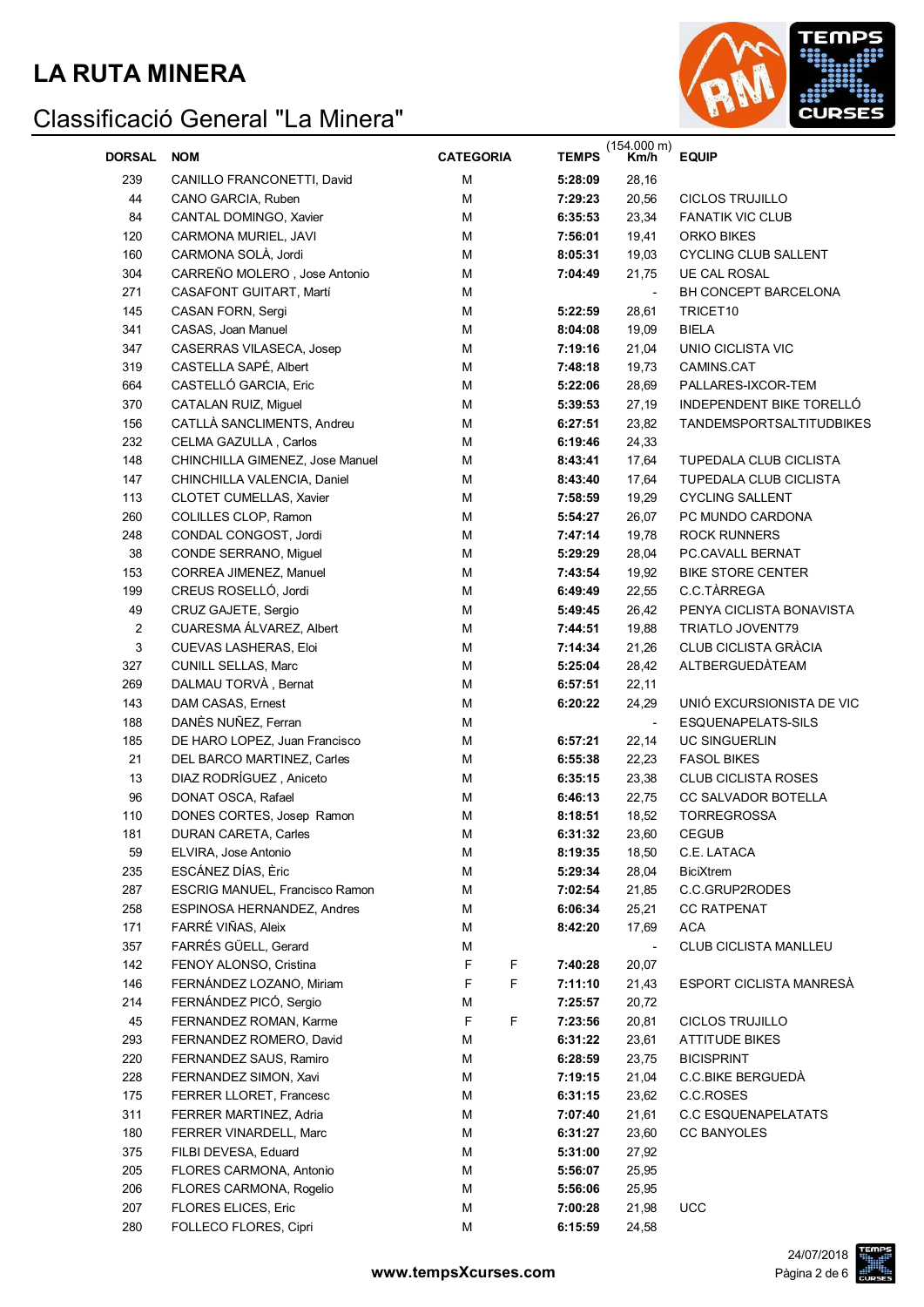# LA RUTA MINERA

## Classificació General "La Minera"

| DORSAL | NOM | CATEGORIA | | TEMPS | (154.000 m) Km/h | EQUIP |
|---|---|---|---|---|---|---|
| 239 | CANILLO FRANCONETTI, David | M | | **5:28:09** | 28,16 | |
| 44 | CANO GARCIA, Ruben | M | | **7:29:23** | 20,56 | CICLOS TRUJILLO |
| 84 | CANTAL DOMINGO, Xavier | M | | **6:35:53** | 23,34 | FANATIK VIC CLUB |
| 120 | CARMONA MURIEL, JAVI | M | | **7:56:01** | 19,41 | ORKO BIKES |
| 160 | CARMONA SOLÀ, Jordi | M | | **8:05:31** | 19,03 | CYCLING CLUB SALLENT |
| 304 | CARREÑO MOLERO , Jose Antonio | M | | **7:04:49** | 21,75 | UE CAL ROSAL |
| 271 | CASAFONT GUITART, Martí | M | | | - | BH CONCEPT BARCELONA |
| 145 | CASAN FORN, Sergi | M | | **5:22:59** | 28,61 | TRICET10 |
| 341 | CASAS, Joan Manuel | M | | **8:04:08** | 19,09 | BIELA |
| 347 | CASERRAS VILASECA, Josep | M | | **7:19:16** | 21,04 | UNIO CICLISTA VIC |
| 319 | CASTELLA SAPÉ, Albert | M | | **7:48:18** | 19,73 | CAMINS.CAT |
| 664 | CASTELLÓ GARCIA, Eric | M | | **5:22:06** | 28,69 | PALLARES-IXCOR-TEM |
| 370 | CATALAN RUIZ, Miguel | M | | **5:39:53** | 27,19 | INDEPENDENT BIKE TORELLÓ |
| 156 | CATLLÀ SANCLIMENTS, Andreu | M | | **6:27:51** | 23,82 | TANDEMSPORTSALTITUDBIKES |
| 232 | CELMA GAZULLA , Carlos | M | | **6:19:46** | 24,33 | |
| 148 | CHINCHILLA GIMENEZ, Jose Manuel | M | | **8:43:41** | 17,64 | TUPEDALA CLUB CICLISTA |
| 147 | CHINCHILLA VALENCIA, Daniel | M | | **8:43:40** | 17,64 | TUPEDALA CLUB CICLISTA |
| 113 | CLOTET CUMELLAS, Xavier | M | | **7:58:59** | 19,29 | CYCLING SALLENT |
| 260 | COLILLES CLOP, Ramon | M | | **5:54:27** | 26,07 | PC MUNDO CARDONA |
| 248 | CONDAL CONGOST, Jordi | M | | **7:47:14** | 19,78 | ROCK RUNNERS |
| 38 | CONDE SERRANO, Miguel | M | | **5:29:29** | 28,04 | PC.CAVALL BERNAT |
| 153 | CORREA JIMENEZ, Manuel | M | | **7:43:54** | 19,92 | BIKE STORE CENTER |
| 199 | CREUS ROSELLÓ, Jordi | M | | **6:49:49** | 22,55 | C.C.TÀRREGA |
| 49 | CRUZ GAJETE, Sergio | M | | **5:49:45** | 26,42 | PENYA CICLISTA BONAVISTA |
| 2 | CUARESMA ÁLVAREZ, Albert | M | | **7:44:51** | 19,88 | TRIATLO JOVENT79 |
| 3 | CUEVAS LASHERAS, Eloi | M | | **7:14:34** | 21,26 | CLUB CICLISTA GRÀCIA |
| 327 | CUNILL SELLAS, Marc | M | | **5:25:04** | 28,42 | ALTBERGUEDÀTEAM |
| 269 | DALMAU TORVÀ , Bernat | M | | **6:57:51** | 22,11 | |
| 143 | DAM CASAS, Ernest | M | | **6:20:22** | 24,29 | UNIÓ EXCURSIONISTA DE VIC |
| 188 | DANÈS NUÑEZ, Ferran | M | | | - | ESQUENAPELATS-SILS |
| 185 | DE HARO LOPEZ, Juan Francisco | M | | **6:57:21** | 22,14 | UC SINGUERLIN |
| 21 | DEL BARCO MARTINEZ, Carles | M | | **6:55:38** | 22,23 | FASOL BIKES |
| 13 | DIAZ RODRÍGUEZ , Aniceto | M | | **6:35:15** | 23,38 | CLUB CICLISTA ROSES |
| 96 | DONAT OSCA, Rafael | M | | **6:46:13** | 22,75 | CC SALVADOR BOTELLA |
| 110 | DONES CORTES, Josep Ramon | M | | **8:18:51** | 18,52 | TORREGROSSA |
| 181 | DURAN CARETA, Carles | M | | **6:31:32** | 23,60 | CEGUB |
| 59 | ELVIRA, Jose Antonio | M | | **8:19:35** | 18,50 | C.E. LATACA |
| 235 | ESCÁNEZ DÍAS, Èric | M | | **5:29:34** | 28,04 | BiciXtrem |
| 287 | ESCRIG MANUEL, Francisco Ramon | M | | **7:02:54** | 21,85 | C.C.GRUP2RODES |
| 258 | ESPINOSA HERNANDEZ, Andres | M | | **6:06:34** | 25,21 | CC RATPENAT |
| 171 | FARRÉ VIÑAS, Aleix | M | | **8:42:20** | 17,69 | ACA |
| 357 | FARRÉS GÜELL, Gerard | M | | | - | CLUB CICLISTA MANLLEU |
| 142 | FENOY ALONSO, Cristina | F | F | **7:40:28** | 20,07 | |
| 146 | FERNÁNDEZ LOZANO, Miriam | F | F | **7:11:10** | 21,43 | ESPORT CICLISTA MANRESÀ |
| 214 | FERNÁNDEZ PICÓ, Sergio | M | | **7:25:57** | 20,72 | |
| 45 | FERNANDEZ ROMAN, Karme | F | F | **7:23:56** | 20,81 | CICLOS TRUJILLO |
| 293 | FERNANDEZ ROMERO, David | M | | **6:31:22** | 23,61 | ATTITUDE BIKES |
| 220 | FERNANDEZ SAUS, Ramiro | M | | **6:28:59** | 23,75 | BICISPRINT |
| 228 | FERNANDEZ SIMON, Xavi | M | | **7:19:15** | 21,04 | C.C.BIKE BERGUEDÀ |
| 175 | FERRER LLORET, Francesc | M | | **6:31:15** | 23,62 | C.C.ROSES |
| 311 | FERRER MARTINEZ, Adria | M | | **7:07:40** | 21,61 | C.C ESQUENAPELATATS |
| 180 | FERRER VINARDELL, Marc | M | | **6:31:27** | 23,60 | CC BANYOLES |
| 375 | FILBI DEVESA, Eduard | M | | **5:31:00** | 27,92 | |
| 205 | FLORES CARMONA, Antonio | M | | **5:56:07** | 25,95 | |
| 206 | FLORES CARMONA, Rogelio | M | | **5:56:06** | 25,95 | |
| 207 | FLORES ELICES, Eric | M | | **7:00:28** | 21,98 | UCC |
| 280 | FOLLECO FLORES, Cipri | M | | **6:15:59** | 24,58 | |

www.tempsXcurses.com

24/07/2018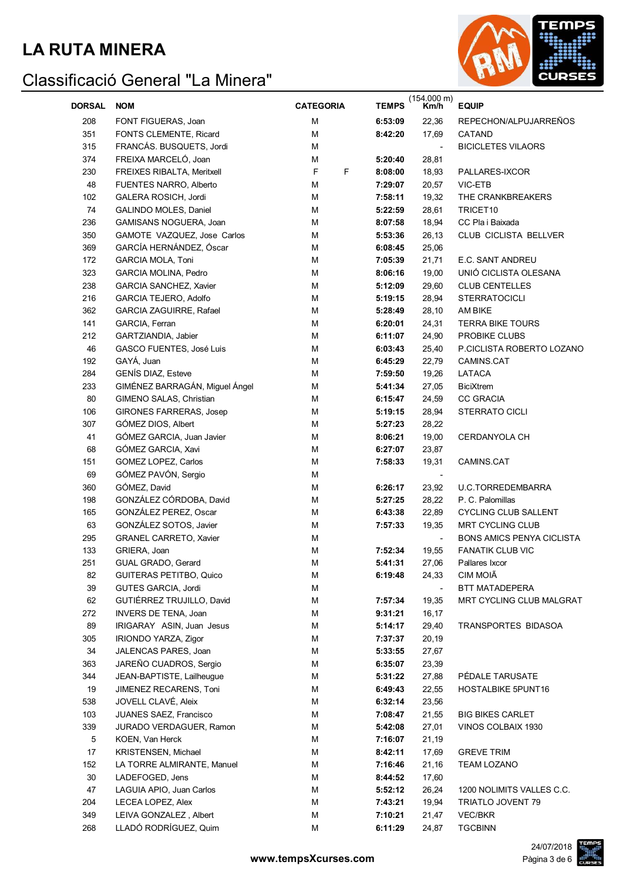# LA RUTA MINERA

## Classificació General "La Minera"

| DORSAL | NOM | CATEGORIA | | TEMPS | (154.000 m) Km/h | EQUIP |
|---|---|---|---|---|---|---|
| 208 | FONT FIGUERAS, Joan | M | | **6:53:09** | 22,36 | REPECHON/ALPUJARREÑOS |
| 351 | FONTS CLEMENTE, Ricard | M | | **8:42:20** | 17,69 | CATAND |
| 315 | FRANCÁS. BUSQUETS, Jordi | M | | | - | BICICLETES VILAORS |
| 374 | FREIXA MARCELÓ, Joan | M | | **5:20:40** | 28,81 | |
| 230 | FREIXES RIBALTA, Meritxell | F | F | **8:08:00** | 18,93 | PALLARES-IXCOR |
| 48 | FUENTES NARRO, Alberto | M | | **7:29:07** | 20,57 | VIC-ETB |
| 102 | GALERA ROSICH, Jordi | M | | **7:58:11** | 19,32 | THE CRANKBREAKERS |
| 74 | GALINDO MOLES, Daniel | M | | **5:22:59** | 28,61 | TRICET10 |
| 236 | GAMISANS NOGUERA, Joan | M | | **8:07:58** | 18,94 | CC Pla i Baixada |
| 350 | GAMOTE VAZQUEZ, Jose Carlos | M | | **5:53:36** | 26,13 | CLUB CICLISTA BELLVER |
| 369 | GARCÍA HERNÁNDEZ, Óscar | M | | **6:08:45** | 25,06 | |
| 172 | GARCIA MOLA, Toni | M | | **7:05:39** | 21,71 | E.C. SANT ANDREU |
| 323 | GARCIA MOLINA, Pedro | M | | **8:06:16** | 19,00 | UNIÓ CICLISTA OLESANA |
| 238 | GARCIA SANCHEZ, Xavier | M | | **5:12:09** | 29,60 | CLUB CENTELLES |
| 216 | GARCIA TEJERO, Adolfo | M | | **5:19:15** | 28,94 | STERRATOCICLI |
| 362 | GARCIA ZAGUIRRE, Rafael | M | | **5:28:49** | 28,10 | AM BIKE |
| 141 | GARCIA, Ferran | M | | **6:20:01** | 24,31 | TERRA BIKE TOURS |
| 212 | GARTZIANDIA, Jabier | M | | **6:11:07** | 24,90 | PROBIKE CLUBS |
| 46 | GASCO FUENTES, José Luis | M | | **6:03:43** | 25,40 | P.CICLISTA ROBERTO LOZANO |
| 192 | GAYÁ, Juan | M | | **6:45:29** | 22,79 | CAMINS.CAT |
| 284 | GENÍS DIAZ, Esteve | M | | **7:59:50** | 19,26 | LATACA |
| 233 | GIMÉNEZ BARRAGÁN, Miguel Ángel | M | | **5:41:34** | 27,05 | BiciXtrem |
| 80 | GIMENO SALAS, Christian | M | | **6:15:47** | 24,59 | CC GRACIA |
| 106 | GIRONES FARRERAS, Josep | M | | **5:19:15** | 28,94 | STERRATO CICLI |
| 307 | GÓMEZ DIOS, Albert | M | | **5:27:23** | 28,22 | |
| 41 | GÓMEZ GARCIA, Juan Javier | M | | **8:06:21** | 19,00 | CERDANYOLA CH |
| 68 | GÓMEZ GARCIA, Xavi | M | | **6:27:07** | 23,87 | |
| 151 | GOMEZ LOPEZ, Carlos | M | | **7:58:33** | 19,31 | CAMINS.CAT |
| 69 | GÓMEZ PAVÓN, Sergio | M | | | - | |
| 360 | GÓMEZ, David | M | | **6:26:17** | 23,92 | U.C.TORREDEMBARRA |
| 198 | GONZÁLEZ CÓRDOBA, David | M | | **5:27:25** | 28,22 | P. C. Palomillas |
| 165 | GONZÁLEZ PEREZ, Oscar | M | | **6:43:38** | 22,89 | CYCLING CLUB SALLENT |
| 63 | GONZÁLEZ SOTOS, Javier | M | | **7:57:33** | 19,35 | MRT CYCLING CLUB |
| 295 | GRANEL CARRETO, Xavier | M | | | - | BONS AMICS PENYA CICLISTA |
| 133 | GRIERA, Joan | M | | **7:52:34** | 19,55 | FANATIK CLUB VIC |
| 251 | GUAL GRADO, Gerard | M | | **5:41:31** | 27,06 | Pallares Ixcor |
| 82 | GUITERAS PETITBO, Quico | M | | **6:19:48** | 24,33 | CIM MOIÃ |
| 39 | GUTES GARCIA, Jordi | M | | | - | BTT MATADEPERA |
| 62 | GUTIÉRREZ TRUJILLO, David | M | | **7:57:34** | 19,35 | MRT CYCLING CLUB MALGRAT |
| 272 | INVERS DE TENA, Joan | M | | **9:31:21** | 16,17 | |
| 89 | IRIGARAY ASIN, Juan Jesus | M | | **5:14:17** | 29,40 | TRANSPORTES BIDASOA |
| 305 | IRIONDO YARZA, Zigor | M | | **7:37:37** | 20,19 | |
| 34 | JALENCAS PARES, Joan | M | | **5:33:55** | 27,67 | |
| 363 | JAREÑO CUADROS, Sergio | M | | **6:35:07** | 23,39 | |
| 344 | JEAN-BAPTISTE, Lailheugue | M | | **5:31:22** | 27,88 | PÉDALE TARUSATE |
| 19 | JIMENEZ RECARENS, Toni | M | | **6:49:43** | 22,55 | HOSTALBIKE 5PUNT16 |
| 538 | JOVELL CLAVÉ, Aleix | M | | **6:32:14** | 23,56 | |
| 103 | JUANES SAEZ, Francisco | M | | **7:08:47** | 21,55 | BIG BIKES CARLET |
| 339 | JURADO VERDAGUER, Ramon | M | | **5:42:08** | 27,01 | VINOS COLBAIX 1930 |
| 5 | KOEN, Van Herck | M | | **7:16:07** | 21,19 | |
| 17 | KRISTENSEN, Michael | M | | **8:42:11** | 17,69 | GREVE TRIM |
| 152 | LA TORRE ALMIRANTE, Manuel | M | | **7:16:46** | 21,16 | TEAM LOZANO |
| 30 | LADEFOGED, Jens | M | | **8:44:52** | 17,60 | |
| 47 | LAGUIA APIO, Juan Carlos | M | | **5:52:12** | 26,24 | 1200 NOLIMITS VALLES C.C. |
| 204 | LECEA LOPEZ, Alex | M | | **7:43:21** | 19,94 | TRIATLO JOVENT 79 |
| 349 | LEIVA GONZALEZ , Albert | M | | **7:10:21** | 21,47 | VEC/BKR |
| 268 | LLADÓ RODRÍGUEZ, Quim | M | | **6:11:29** | 24,87 | TGCBINN |

www.tempsXcurses.com

24/07/2018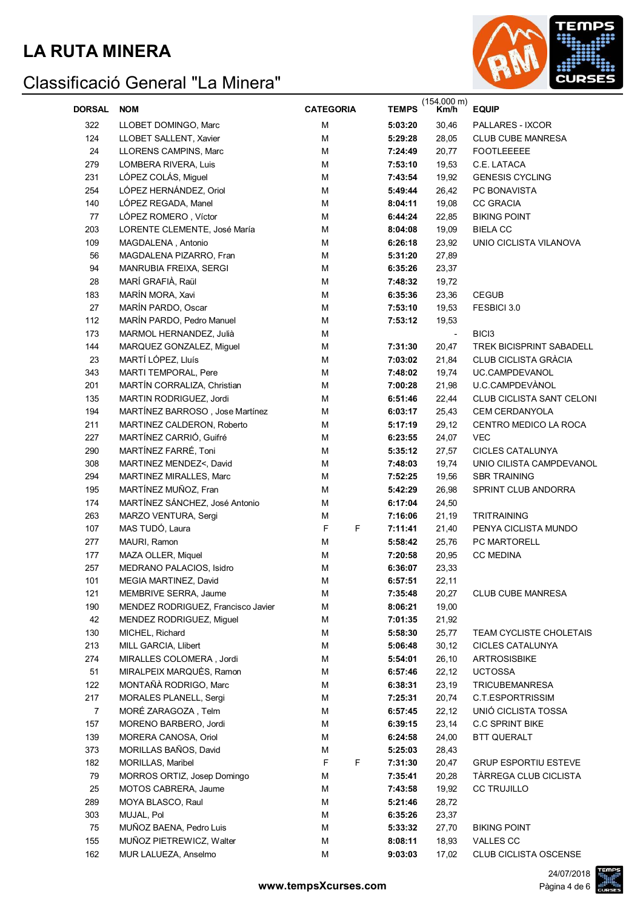# LA RUTA MINERA

## Classificació General "La Minera"

| DORSAL | NOM | CATEGORIA | | TEMPS | (154.000 m) Km/h | EQUIP |
|---|---|---|---|---|---|---|
| 322 | LLOBET DOMINGO, Marc | M | | **5:03:20** | 30,46 | PALLARES - IXCOR |
| 124 | LLOBET SALLENT, Xavier | M | | **5:29:28** | 28,05 | CLUB CUBE MANRESA |
| 24 | LLORENS CAMPINS, Marc | M | | **7:24:49** | 20,77 | FOOTLEEEEE |
| 279 | LOMBERA RIVERA, Luis | M | | **7:53:10** | 19,53 | C.E. LATACA |
| 231 | LÓPEZ COLÁS, Miguel | M | | **7:43:54** | 19,92 | GENESIS CYCLING |
| 254 | LÓPEZ HERNÁNDEZ, Oriol | M | | **5:49:44** | 26,42 | PC BONAVISTA |
| 140 | LÓPEZ REGADA, Manel | M | | **8:04:11** | 19,08 | CC GRACIA |
| 77 | LÓPEZ ROMERO , Víctor | M | | **6:44:24** | 22,85 | BIKING POINT |
| 203 | LORENTE CLEMENTE, José María | M | | **8:04:08** | 19,09 | BIELA CC |
| 109 | MAGDALENA , Antonio | M | | **6:26:18** | 23,92 | UNIO CICLISTA VILANOVA |
| 56 | MAGDALENA PIZARRO, Fran | M | | **5:31:20** | 27,89 | |
| 94 | MANRUBIA FREIXA, SERGI | M | | **6:35:26** | 23,37 | |
| 28 | MARÍ GRAFIÀ, Raül | M | | **7:48:32** | 19,72 | |
| 183 | MARÍN MORA, Xavi | M | | **6:35:36** | 23,36 | CEGUB |
| 27 | MARÍN PARDO, Oscar | M | | **7:53:10** | 19,53 | FESBICI 3.0 |
| 112 | MARÍN PARDO, Pedro Manuel | M | | **7:53:12** | 19,53 | |
| 173 | MARMOL HERNANDEZ, Julià | M | | | - | BICI3 |
| 144 | MARQUEZ GONZALEZ, Miguel | M | | **7:31:30** | 20,47 | TREK BICISPRINT SABADELL |
| 23 | MARTÍ LÓPEZ, Lluís | M | | **7:03:02** | 21,84 | CLUB CICLISTA GRÀCIA |
| 343 | MARTI TEMPORAL, Pere | M | | **7:48:02** | 19,74 | UC.CAMPDEVANOL |
| 201 | MARTÍN CORRALIZA, Christian | M | | **7:00:28** | 21,98 | U.C.CAMPDEVÀNOL |
| 135 | MARTIN RODRIGUEZ, Jordi | M | | **6:51:46** | 22,44 | CLUB CICLISTA SANT CELONI |
| 194 | MARTÍNEZ BARROSO , Jose Martínez | M | | **6:03:17** | 25,43 | CEM CERDANYOLA |
| 211 | MARTINEZ CALDERON, Roberto | M | | **5:17:19** | 29,12 | CENTRO MEDICO LA ROCA |
| 227 | MARTÍNEZ CARRIÓ, Guifré | M | | **6:23:55** | 24,07 | VEC |
| 290 | MARTÍNEZ FARRÉ, Toni | M | | **5:35:12** | 27,57 | CICLES CATALUNYA |
| 308 | MARTINEZ MENDEZ<, David | M | | **7:48:03** | 19,74 | UNIO CILISTA CAMPDEVANOL |
| 294 | MARTINEZ MIRALLES, Marc | M | | **7:52:25** | 19,56 | SBR TRAINING |
| 195 | MARTÍNEZ MUÑOZ, Fran | M | | **5:42:29** | 26,98 | SPRINT CLUB ANDORRA |
| 174 | MARTÍNEZ SÁNCHEZ, José Antonio | M | | **6:17:04** | 24,50 | |
| 263 | MARZO VENTURA, Sergi | M | | **7:16:06** | 21,19 | TRITRAINING |
| 107 | MAS TUDÓ, Laura | F | F | **7:11:41** | 21,40 | PENYA CICLISTA MUNDO |
| 277 | MAURI, Ramon | M | | **5:58:42** | 25,76 | PC MARTORELL |
| 177 | MAZA OLLER, Miquel | M | | **7:20:58** | 20,95 | CC MEDINA |
| 257 | MEDRANO PALACIOS, Isidro | M | | **6:36:07** | 23,33 | |
| 101 | MEGIA MARTINEZ, David | M | | **6:57:51** | 22,11 | |
| 121 | MEMBRIVE SERRA, Jaume | M | | **7:35:48** | 20,27 | CLUB CUBE MANRESA |
| 190 | MENDEZ RODRIGUEZ, Francisco Javier | M | | **8:06:21** | 19,00 | |
| 42 | MENDEZ RODRIGUEZ, Miguel | M | | **7:01:35** | 21,92 | |
| 130 | MICHEL, Richard | M | | **5:58:30** | 25,77 | TEAM CYCLISTE CHOLETAIS |
| 213 | MILL GARCIA, Llibert | M | | **5:06:48** | 30,12 | CICLES CATALUNYA |
| 274 | MIRALLES COLOMERA , Jordi | M | | **5:54:01** | 26,10 | ARTROSISBIKE |
| 51 | MIRALPEIX MARQUÈS, Ramon | M | | **6:57:46** | 22,12 | UCTOSSA |
| 122 | MONTAÑÀ RODRIGO, Marc | M | | **6:38:31** | 23,19 | TRICUBEMANRESA |
| 217 | MORALES PLANELL, Sergi | M | | **7:25:31** | 20,74 | C.T.ESPORTRISSIM |
| 7 | MORÉ ZARAGOZA , Telm | M | | **6:57:45** | 22,12 | UNIÓ CICLISTA TOSSA |
| 157 | MORENO BARBERO, Jordi | M | | **6:39:15** | 23,14 | C.C SPRINT BIKE |
| 139 | MORERA CANOSA, Oriol | M | | **6:24:58** | 24,00 | BTT QUERALT |
| 373 | MORILLAS BAÑOS, David | M | | **5:25:03** | 28,43 | |
| 182 | MORILLAS, Maribel | F | F | **7:31:30** | 20,47 | GRUP ESPORTIU ESTEVE |
| 79 | MORROS ORTIZ, Josep Domingo | M | | **7:35:41** | 20,28 | TÀRREGA CLUB CICLISTA |
| 25 | MOTOS CABRERA, Jaume | M | | **7:43:58** | 19,92 | CC TRUJILLO |
| 289 | MOYA BLASCO, Raul | M | | **5:21:46** | 28,72 | |
| 303 | MUJAL, Pol | M | | **6:35:26** | 23,37 | |
| 75 | MUÑOZ BAENA, Pedro Luis | M | | **5:33:32** | 27,70 | BIKING POINT |
| 155 | MUÑOZ PIETREWICZ, Walter | M | | **8:08:11** | 18,93 | VALLES CC |
| 162 | MUR LALUEZA, Anselmo | M | | **9:03:03** | 17,02 | CLUB CICLISTA OSCENSE |

www.tempsXcurses.com

24/07/2018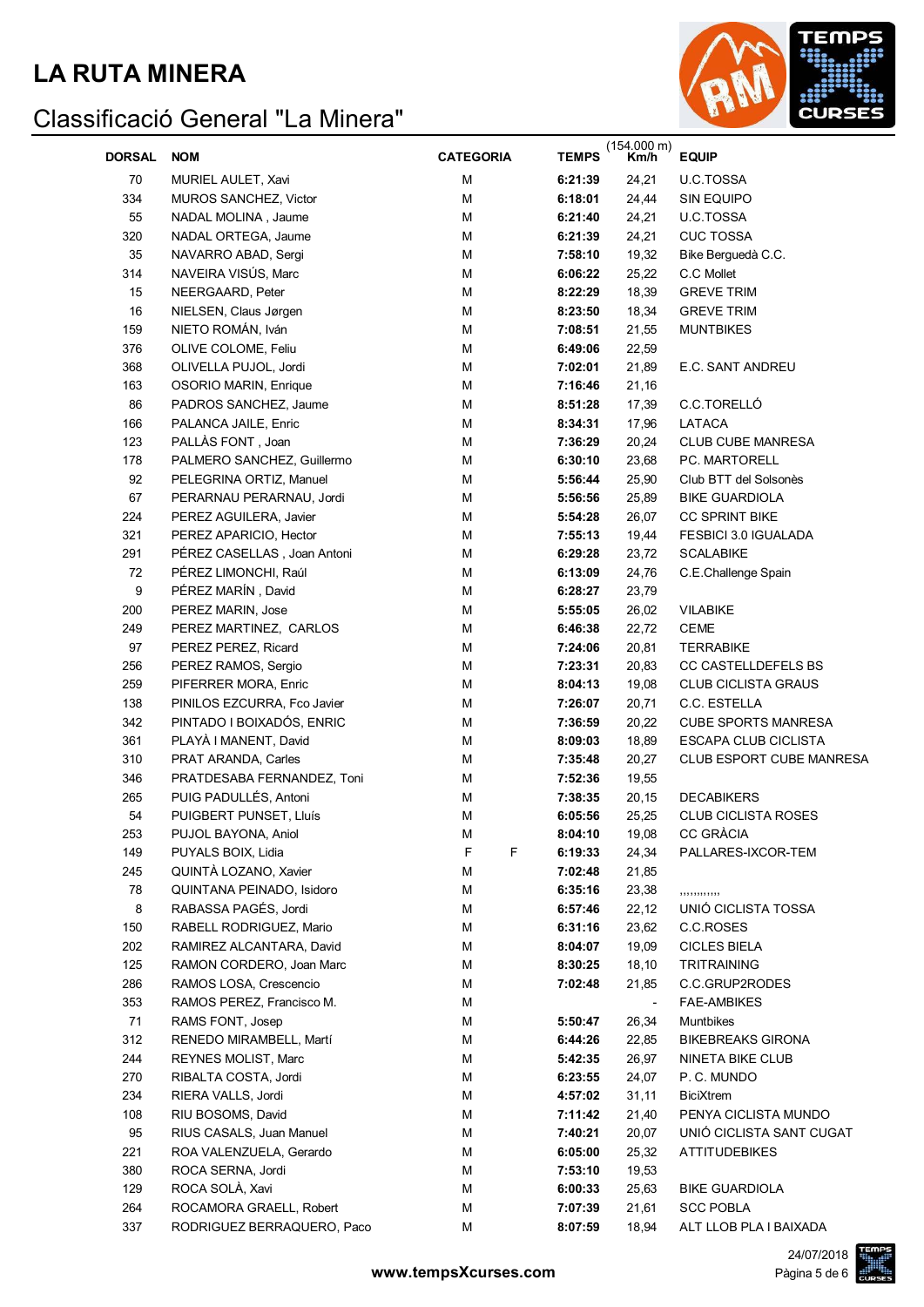# LA RUTA MINERA

## Classificació General "La Minera"

| DORSAL | NOM | CATEGORIA | | TEMPS | (154,000 m) Km/h | EQUIP |
|---|---|---|---|---|---|---|
| 70 | MURIEL AULET, Xavi | M | | **6:21:39** | 24,21 | U.C.TOSSA |
| 334 | MUROS SANCHEZ, Victor | M | | **6:18:01** | 24,44 | SIN EQUIPO |
| 55 | NADAL MOLINA , Jaume | M | | **6:21:40** | 24,21 | U.C.TOSSA |
| 320 | NADAL ORTEGA, Jaume | M | | **6:21:39** | 24,21 | CUC TOSSA |
| 35 | NAVARRO ABAD, Sergi | M | | **7:58:10** | 19,32 | Bike Berguedà C.C. |
| 314 | NAVEIRA VISÚS, Marc | M | | **6:06:22** | 25,22 | C.C Mollet |
| 15 | NEERGAARD, Peter | M | | **8:22:29** | 18,39 | GREVE TRIM |
| 16 | NIELSEN, Claus Jørgen | M | | **8:23:50** | 18,34 | GREVE TRIM |
| 159 | NIETO ROMÁN, Iván | M | | **7:08:51** | 21,55 | MUNTBIKES |
| 376 | OLIVE COLOME, Feliu | M | | **6:49:06** | 22,59 | |
| 368 | OLIVELLA PUJOL, Jordi | M | | **7:02:01** | 21,89 | E.C. SANT ANDREU |
| 163 | OSORIO MARIN, Enrique | M | | **7:16:46** | 21,16 | |
| 86 | PADROS SANCHEZ, Jaume | M | | **8:51:28** | 17,39 | C.C.TORELLÓ |
| 166 | PALANCA JAILE, Enric | M | | **8:34:31** | 17,96 | LATACA |
| 123 | PALLÀS FONT , Joan | M | | **7:36:29** | 20,24 | CLUB CUBE MANRESA |
| 178 | PALMERO SANCHEZ, Guillermo | M | | **6:30:10** | 23,68 | PC. MARTORELL |
| 92 | PELEGRINA ORTIZ, Manuel | M | | **5:56:44** | 25,90 | Club BTT del Solsonès |
| 67 | PERARNAU PERARNAU, Jordi | M | | **5:56:56** | 25,89 | BIKE GUARDIOLA |
| 224 | PEREZ AGUILERA, Javier | M | | **5:54:28** | 26,07 | CC SPRINT BIKE |
| 321 | PEREZ APARICIO, Hector | M | | **7:55:13** | 19,44 | FESBICI 3.0 IGUALADA |
| 291 | PÉREZ CASELLAS , Joan Antoni | M | | **6:29:28** | 23,72 | SCALABIKE |
| 72 | PÉREZ LIMONCHI, Raúl | M | | **6:13:09** | 24,76 | C.E.Challenge Spain |
| 9 | PÉREZ MARÍN , David | M | | **6:28:27** | 23,79 | |
| 200 | PEREZ MARIN, Jose | M | | **5:55:05** | 26,02 | VILABIKE |
| 249 | PEREZ MARTINEZ, CARLOS | M | | **6:46:38** | 22,72 | CEME |
| 97 | PEREZ PEREZ, Ricard | M | | **7:24:06** | 20,81 | TERRABIKE |
| 256 | PEREZ RAMOS, Sergio | M | | **7:23:31** | 20,83 | CC CASTELLDEFELS BS |
| 259 | PIFERRER MORA, Enric | M | | **8:04:13** | 19,08 | CLUB CICLISTA GRAUS |
| 138 | PINILOS EZCURRA, Fco Javier | M | | **7:26:07** | 20,71 | C.C. ESTELLA |
| 342 | PINTADO I BOIXADÓS, ENRIC | M | | **7:36:59** | 20,22 | CUBE SPORTS MANRESA |
| 361 | PLAYÀ I MANENT, David | M | | **8:09:03** | 18,89 | ESCAPA CLUB CICLISTA |
| 310 | PRAT ARANDA, Carles | M | | **7:35:48** | 20,27 | CLUB ESPORT CUBE MANRESA |
| 346 | PRATDESABA FERNANDEZ, Toni | M | | **7:52:36** | 19,55 | |
| 265 | PUIG PADULLÉS, Antoni | M | | **7:38:35** | 20,15 | DECABIKERS |
| 54 | PUIGBERT PUNSET, Lluís | M | | **6:05:56** | 25,25 | CLUB CICLISTA ROSES |
| 253 | PUJOL BAYONA, Aniol | M | | **8:04:10** | 19,08 | CC GRÀCIA |
| 149 | PUYALS BOIX, Lidia | F | F | **6:19:33** | 24,34 | PALLARES-IXCOR-TEM |
| 245 | QUINTÀ LOZANO, Xavier | M | | **7:02:48** | 21,85 | |
| 78 | QUINTANA PEINADO, Isidoro | M | | **6:35:16** | 23,38 | ,,,,,,,,,,,, |
| 8 | RABASSA PAGÉS, Jordi | M | | **6:57:46** | 22,12 | UNIÓ CICLISTA TOSSA |
| 150 | RABELL RODRIGUEZ, Mario | M | | **6:31:16** | 23,62 | C.C.ROSES |
| 202 | RAMIREZ ALCANTARA, David | M | | **8:04:07** | 19,09 | CICLES BIELA |
| 125 | RAMON CORDERO, Joan Marc | M | | **8:30:25** | 18,10 | TRITRAINING |
| 286 | RAMOS LOSA, Crescencio | M | | **7:02:48** | 21,85 | C.C.GRUP2RODES |
| 353 | RAMOS PEREZ, Francisco M. | M | | | - | FAE-AMBIKES |
| 71 | RAMS FONT, Josep | M | | **5:50:47** | 26,34 | Muntbikes |
| 312 | RENEDO MIRAMBELL, Martí | M | | **6:44:26** | 22,85 | BIKEBREAKS GIRONA |
| 244 | REYNES MOLIST, Marc | M | | **5:42:35** | 26,97 | NINETA BIKE CLUB |
| 270 | RIBALTA COSTA, Jordi | M | | **6:23:55** | 24,07 | P. C. MUNDO |
| 234 | RIERA VALLS, Jordi | M | | **4:57:02** | 31,11 | BiciXtrem |
| 108 | RIU BOSOMS, David | M | | **7:11:42** | 21,40 | PENYA CICLISTA MUNDO |
| 95 | RIUS CASALS, Juan Manuel | M | | **7:40:21** | 20,07 | UNIÓ CICLISTA SANT CUGAT |
| 221 | ROA VALENZUELA, Gerardo | M | | **6:05:00** | 25,32 | ATTITUDEBIKES |
| 380 | ROCA SERNA, Jordi | M | | **7:53:10** | 19,53 | |
| 129 | ROCA SOLÀ, Xavi | M | | **6:00:33** | 25,63 | BIKE GUARDIOLA |
| 264 | ROCAMORA GRAELL, Robert | M | | **7:07:39** | 21,61 | SCC POBLA |
| 337 | RODRIGUEZ BERRAQUERO, Paco | M | | **8:07:59** | 18,94 | ALT LLOB PLA I BAIXADA |

**www.tempsXcurses.com**

24/07/2018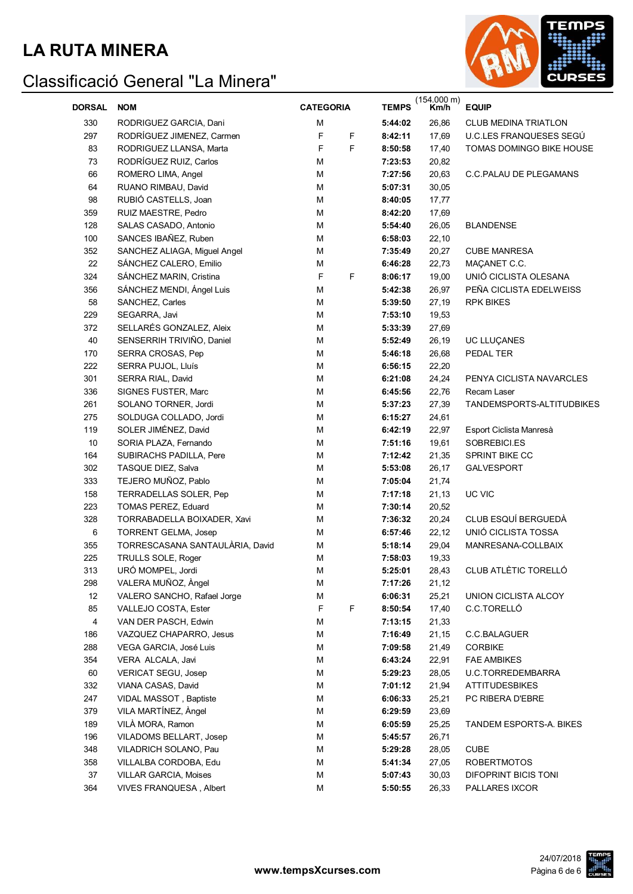# LA RUTA MINERA

## Classificació General "La Minera"

| DORSAL | NOM | CATEGORIA | | TEMPS | (154,000 m) Km/h | EQUIP |
|---|---|---|---|---|---|---|
| 330 | RODRIGUEZ GARCIA, Dani | M | | **5:44:02** | 26,86 | CLUB MEDINA TRIATLON |
| 297 | RODRÍGUEZ JIMENEZ, Carmen | F | F | **8:42:11** | 17,69 | U.C.LES FRANQUESES SEGÚ |
| 83 | RODRIGUEZ LLANSA, Marta | F | F | **8:50:58** | 17,40 | TOMAS DOMINGO BIKE HOUSE |
| 73 | RODRÍGUEZ RUIZ, Carlos | M | | **7:23:53** | 20,82 | |
| 66 | ROMERO LIMA, Angel | M | | **7:27:56** | 20,63 | C.C.PALAU DE PLEGAMANS |
| 64 | RUANO RIMBAU, David | M | | **5:07:31** | 30,05 | |
| 98 | RUBIÓ CASTELLS, Joan | M | | **8:40:05** | 17,77 | |
| 359 | RUIZ MAESTRE, Pedro | M | | **8:42:20** | 17,69 | |
| 128 | SALAS CASADO, Antonio | M | | **5:54:40** | 26,05 | BLANDENSE |
| 100 | SANCES IBAÑEZ, Ruben | M | | **6:58:03** | 22,10 | |
| 352 | SANCHEZ ALIAGA, Miguel Angel | M | | **7:35:49** | 20,27 | CUBE MANRESA |
| 22 | SÁNCHEZ CALERO, Emilio | M | | **6:46:28** | 22,73 | MAÇANET C.C. |
| 324 | SÁNCHEZ MARIN, Cristina | F | F | **8:06:17** | 19,00 | UNIÓ CICLISTA OLESANA |
| 356 | SÁNCHEZ MENDI, Ángel Luis | M | | **5:42:38** | 26,97 | PEÑA CICLISTA EDELWEISS |
| 58 | SANCHEZ, Carles | M | | **5:39:50** | 27,19 | RPK BIKES |
| 229 | SEGARRA, Javi | M | | **7:53:10** | 19,53 | |
| 372 | SELLARÉS GONZALEZ, Aleix | M | | **5:33:39** | 27,69 | |
| 40 | SENSERRIH TRIVIÑO, Daniel | M | | **5:52:49** | 26,19 | UC LLUÇANES |
| 170 | SERRA CROSAS, Pep | M | | **5:46:18** | 26,68 | PEDAL TER |
| 222 | SERRA PUJOL, Lluís | M | | **6:56:15** | 22,20 | |
| 301 | SERRA RIAL, David | M | | **6:21:08** | 24,24 | PENYA CICLISTA NAVARCLES |
| 336 | SIGNES FUSTER, Marc | M | | **6:45:56** | 22,76 | Recam Laser |
| 261 | SOLANO TORNER, Jordi | M | | **5:37:23** | 27,39 | TANDEMSPORTS-ALTITUDBIKES |
| 275 | SOLDUGA COLLADO, Jordi | M | | **6:15:27** | 24,61 | |
| 119 | SOLER JIMÉNEZ, David | M | | **6:42:19** | 22,97 | Esport Ciclista Manresà |
| 10 | SORIA PLAZA, Fernando | M | | **7:51:16** | 19,61 | SOBREBICI.ES |
| 164 | SUBIRACHS PADILLA, Pere | M | | **7:12:42** | 21,35 | SPRINT BIKE CC |
| 302 | TASQUE DIEZ, Salva | M | | **5:53:08** | 26,17 | GALVESPORT |
| 333 | TEJERO MUÑOZ, Pablo | M | | **7:05:04** | 21,74 | |
| 158 | TERRADELLAS SOLER, Pep | M | | **7:17:18** | 21,13 | UC VIC |
| 223 | TOMAS PEREZ, Eduard | M | | **7:30:14** | 20,52 | |
| 328 | TORRABADELLA BOIXADER, Xavi | M | | **7:36:32** | 20,24 | CLUB ESQUÍ BERGUEDÀ |
| 6 | TORRENT GELMA, Josep | M | | **6:57:46** | 22,12 | UNIÓ CICLISTA TOSSA |
| 355 | TORRESCASANA SANTAULÀRIA, David | M | | **5:18:14** | 29,04 | MANRESANA-COLLBAIX |
| 225 | TRULLS SOLE, Roger | M | | **7:58:03** | 19,33 | |
| 313 | URÓ MOMPEL, Jordi | M | | **5:25:01** | 28,43 | CLUB ATLÈTIC TORELLÓ |
| 298 | VALERA MUÑOZ, Àngel | M | | **7:17:26** | 21,12 | |
| 12 | VALERO SANCHO, Rafael Jorge | M | | **6:06:31** | 25,21 | UNION CICLISTA ALCOY |
| 85 | VALLEJO COSTA, Ester | F | F | **8:50:54** | 17,40 | C.C.TORELLÓ |
| 4 | VAN DER PASCH, Edwin | M | | **7:13:15** | 21,33 | |
| 186 | VAZQUEZ CHAPARRO, Jesus | M | | **7:16:49** | 21,15 | C.C.BALAGUER |
| 288 | VEGA GARCIA, José Luis | M | | **7:09:58** | 21,49 | CORBIKE |
| 354 | VERA ALCALA, Javi | M | | **6:43:24** | 22,91 | FAE AMBIKES |
| 60 | VERICAT SEGU, Josep | M | | **5:29:23** | 28,05 | U.C.TORREDEMBARRA |
| 332 | VIANA CASAS, David | M | | **7:01:12** | 21,94 | ATTITUDESBIKES |
| 247 | VIDAL MASSOT , Baptiste | M | | **6:06:33** | 25,21 | PC RIBERA D'EBRE |
| 379 | VILA MARTÍNEZ, Àngel | M | | **6:29:59** | 23,69 | |
| 189 | VILÀ MORA, Ramon | M | | **6:05:59** | 25,25 | TANDEM ESPORTS-A. BIKES |
| 196 | VILADOMS BELLART, Josep | M | | **5:45:57** | 26,71 | |
| 348 | VILADRICH SOLANO, Pau | M | | **5:29:28** | 28,05 | CUBE |
| 358 | VILLALBA CORDOBA, Edu | M | | **5:41:34** | 27,05 | ROBERTMOTOS |
| 37 | VILLAR GARCIA, Moises | M | | **5:07:43** | 30,03 | DIFOPRINT BICIS TONI |
| 364 | VIVES FRANQUESA , Albert | M | | **5:50:55** | 26,33 | PALLARES IXCOR |

www.tempsXcurses.com

24/07/2018